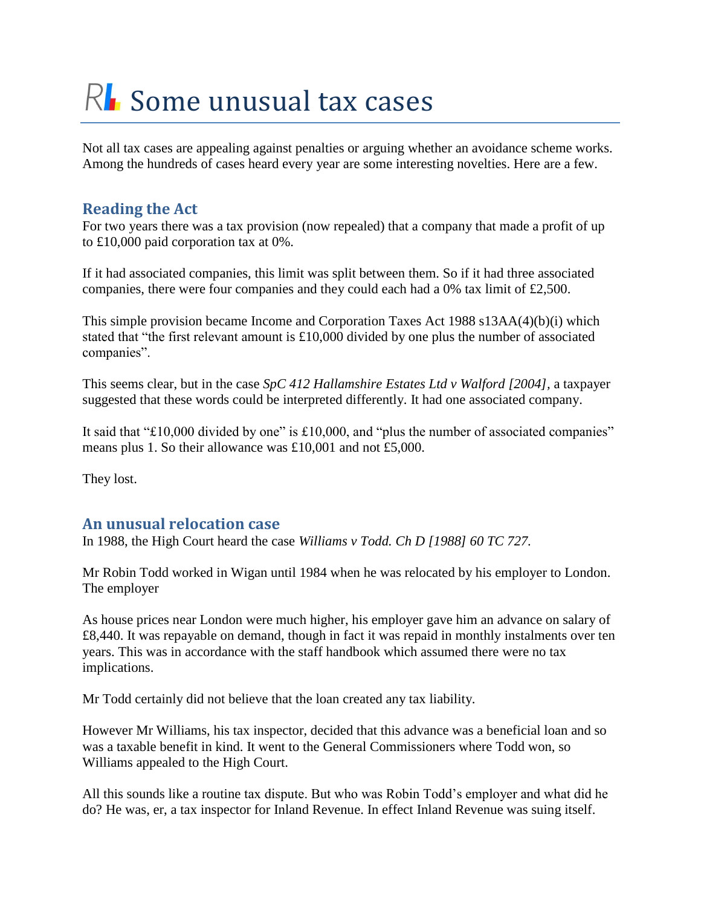// Some unusual tax cases

Not all tax cases are appealing against penalties or arguing whether an avoidance scheme works. Among the hundreds of cases heard every year are some interesting novelties. Here are a few.

## Reading the Act

For two years there was a tax provision (now repealed) that a company that made a profit of up to £10,000 paid corporation tax at 0%.

If it had associated companies, this limit was split between them. So if it had three associated companies, there were four companies and they could each had a 0% tax limit of £2,500.

This simple provision became Income and Corporation Taxes Act 1988 s13AA(4)(b)(i) which stated that "the first relevant amount is £10,000 divided by one plus the number of associated companies".

This seems clear, but in the case *SpC 412 Hallamshire Estates Ltd v Walford [2004]*, a taxpayer suggested that these words could be interpreted differently. It had one associated company.

It said that "£10,000 divided by one" is £10,000, and "plus the number of associated companies" means plus 1. So their allowance was £10,001 and not £5,000.

They lost.

## An unusual relocation case

In 1988, the High Court heard the case *Williams v Todd. Ch D [1988] 60 TC 727.*

Mr Robin Todd worked in Wigan until 1984 when he was relocated by his employer to London. The employer

As house prices near London were much higher, his employer gave him an advance on salary of £8,440. It was repayable on demand, though in fact it was repaid in monthly instalments over ten years. This was in accordance with the staff handbook which assumed there were no tax implications.

Mr Todd certainly did not believe that the loan created any tax liability.

However Mr Williams, his tax inspector, decided that this advance was a beneficial loan and so was a taxable benefit in kind. It went to the General Commissioners where Todd won, so Williams appealed to the High Court.

All this sounds like a routine tax dispute. But who was Robin Todd's employer and what did he do? He was, er, a tax inspector for Inland Revenue. In effect Inland Revenue was suing itself.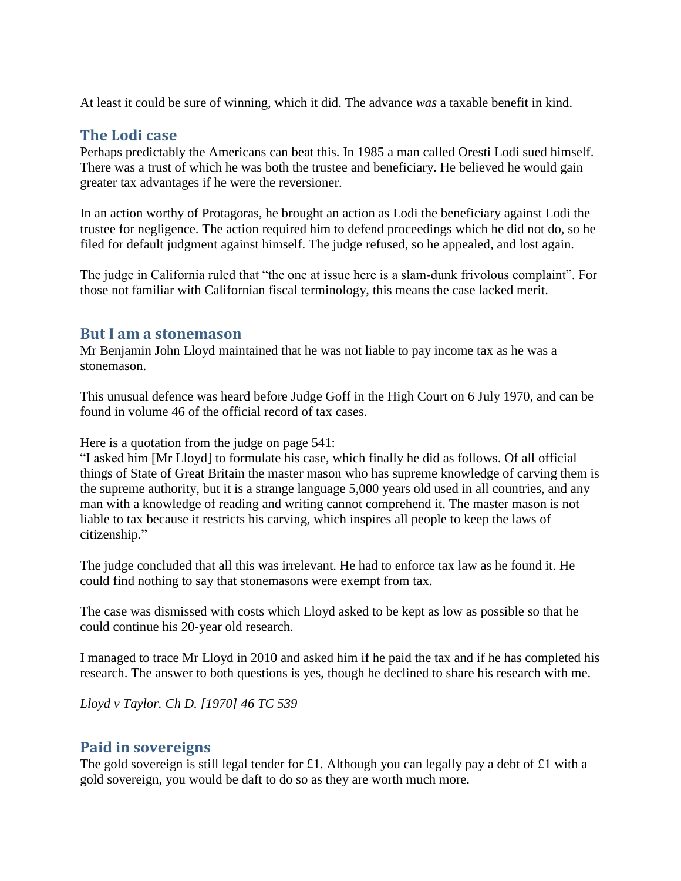At least it could be sure of winning, which it did. The advance *was* a taxable benefit in kind.

## The Lodi case

Perhaps predictably the Americans can beat this. In 1985 a man called Oresti Lodi sued himself. There was a trust of which he was both the trustee and beneficiary. He believed he would gain greater tax advantages if he were the reversioner.

In an action worthy of Protagoras, he brought an action as Lodi the beneficiary against Lodi the trustee for negligence. The action required him to defend proceedings which he did not do, so he filed for default judgment against himself. The judge refused, so he appealed, and lost again.

The judge in California ruled that "the one at issue here is a slam-dunk frivolous complaint". For those not familiar with Californian fiscal terminology, this means the case lacked merit.

## But I am a stonemason

Mr Benjamin John Lloyd maintained that he was not liable to pay income tax as he was a stonemason.

This unusual defence was heard before Judge Goff in the High Court on 6 July 1970, and can be found in volume 46 of the official record of tax cases.

Here is a quotation from the judge on page 541:
"I asked him [Mr Lloyd] to formulate his case, which finally he did as follows. Of all official things of State of Great Britain the master mason who has supreme knowledge of carving them is the supreme authority, but it is a strange language 5,000 years old used in all countries, and any man with a knowledge of reading and writing cannot comprehend it. The master mason is not liable to tax because it restricts his carving, which inspires all people to keep the laws of citizenship."

The judge concluded that all this was irrelevant. He had to enforce tax law as he found it. He could find nothing to say that stonemasons were exempt from tax.

The case was dismissed with costs which Lloyd asked to be kept as low as possible so that he could continue his 20-year old research.

I managed to trace Mr Lloyd in 2010 and asked him if he paid the tax and if he has completed his research. The answer to both questions is yes, though he declined to share his research with me.

*Lloyd v Taylor. Ch D. [1970] 46 TC 539*

## Paid in sovereigns

The gold sovereign is still legal tender for £1. Although you can legally pay a debt of £1 with a gold sovereign, you would be daft to do so as they are worth much more.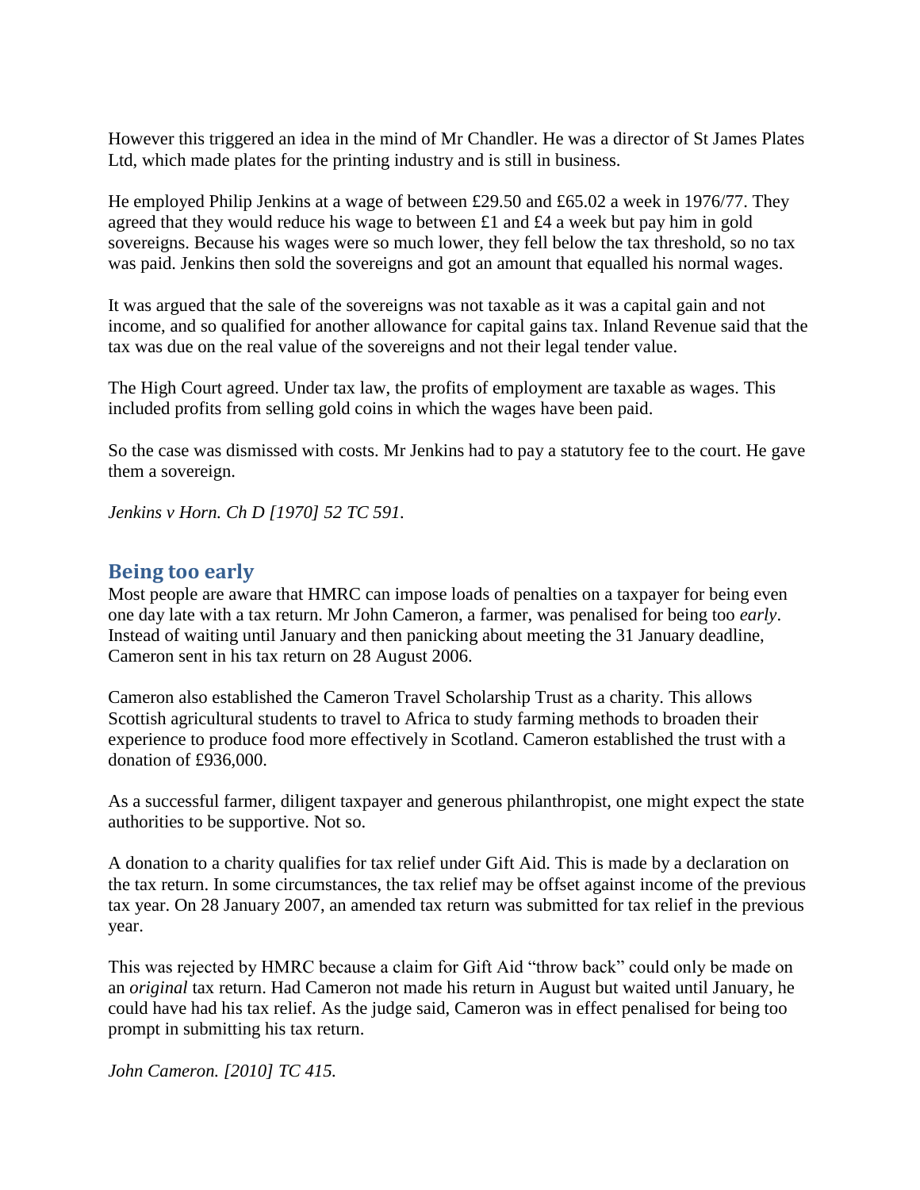However this triggered an idea in the mind of Mr Chandler. He was a director of St James Plates Ltd, which made plates for the printing industry and is still in business.

He employed Philip Jenkins at a wage of between £29.50 and £65.02 a week in 1976/77. They agreed that they would reduce his wage to between £1 and £4 a week but pay him in gold sovereigns. Because his wages were so much lower, they fell below the tax threshold, so no tax was paid. Jenkins then sold the sovereigns and got an amount that equalled his normal wages.

It was argued that the sale of the sovereigns was not taxable as it was a capital gain and not income, and so qualified for another allowance for capital gains tax. Inland Revenue said that the tax was due on the real value of the sovereigns and not their legal tender value.

The High Court agreed. Under tax law, the profits of employment are taxable as wages. This included profits from selling gold coins in which the wages have been paid.

So the case was dismissed with costs. Mr Jenkins had to pay a statutory fee to the court. He gave them a sovereign.

*Jenkins v Horn. Ch D [1970] 52 TC 591.*

## Being too early

Most people are aware that HMRC can impose loads of penalties on a taxpayer for being even one day late with a tax return. Mr John Cameron, a farmer, was penalised for being too *early*. Instead of waiting until January and then panicking about meeting the 31 January deadline, Cameron sent in his tax return on 28 August 2006.

Cameron also established the Cameron Travel Scholarship Trust as a charity. This allows Scottish agricultural students to travel to Africa to study farming methods to broaden their experience to produce food more effectively in Scotland. Cameron established the trust with a donation of £936,000.

As a successful farmer, diligent taxpayer and generous philanthropist, one might expect the state authorities to be supportive. Not so.

A donation to a charity qualifies for tax relief under Gift Aid. This is made by a declaration on the tax return. In some circumstances, the tax relief may be offset against income of the previous tax year. On 28 January 2007, an amended tax return was submitted for tax relief in the previous year.

This was rejected by HMRC because a claim for Gift Aid "throw back" could only be made on an *original* tax return. Had Cameron not made his return in August but waited until January, he could have had his tax relief. As the judge said, Cameron was in effect penalised for being too prompt in submitting his tax return.

*John Cameron. [2010] TC 415.*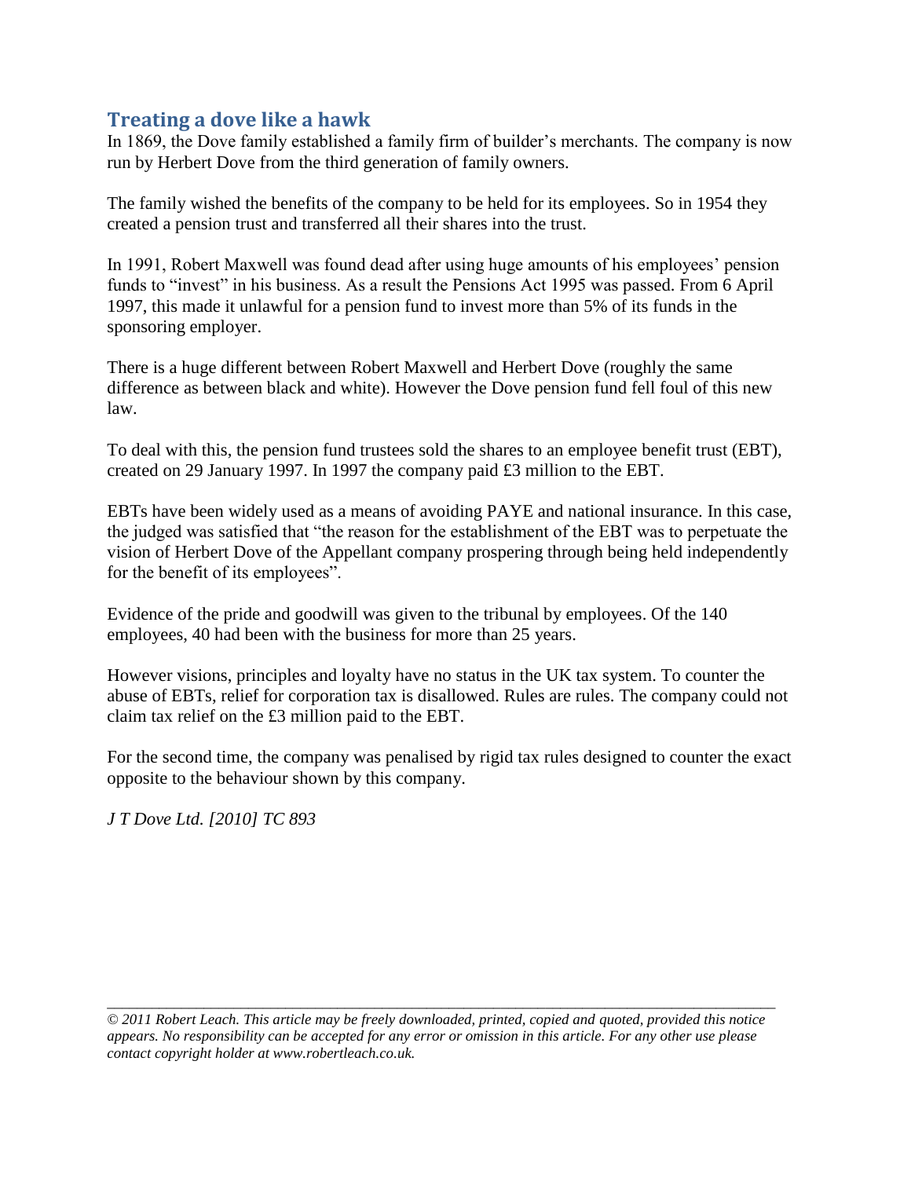## Treating a dove like a hawk

In 1869, the Dove family established a family firm of builder's merchants. The company is now run by Herbert Dove from the third generation of family owners.

The family wished the benefits of the company to be held for its employees. So in 1954 they created a pension trust and transferred all their shares into the trust.

In 1991, Robert Maxwell was found dead after using huge amounts of his employees' pension funds to "invest" in his business. As a result the Pensions Act 1995 was passed. From 6 April 1997, this made it unlawful for a pension fund to invest more than 5% of its funds in the sponsoring employer.

There is a huge different between Robert Maxwell and Herbert Dove (roughly the same difference as between black and white). However the Dove pension fund fell foul of this new law.

To deal with this, the pension fund trustees sold the shares to an employee benefit trust (EBT), created on 29 January 1997. In 1997 the company paid £3 million to the EBT.

EBTs have been widely used as a means of avoiding PAYE and national insurance. In this case, the judged was satisfied that "the reason for the establishment of the EBT was to perpetuate the vision of Herbert Dove of the Appellant company prospering through being held independently for the benefit of its employees".

Evidence of the pride and goodwill was given to the tribunal by employees. Of the 140 employees, 40 had been with the business for more than 25 years.

However visions, principles and loyalty have no status in the UK tax system. To counter the abuse of EBTs, relief for corporation tax is disallowed. Rules are rules. The company could not claim tax relief on the £3 million paid to the EBT.

For the second time, the company was penalised by rigid tax rules designed to counter the exact opposite to the behaviour shown by this company.

*J T Dove Ltd. [2010] TC 893*

*© 2011 Robert Leach. This article may be freely downloaded, printed, copied and quoted, provided this notice appears. No responsibility can be accepted for any error or omission in this article. For any other use please contact copyright holder at www.robertleach.co.uk.*